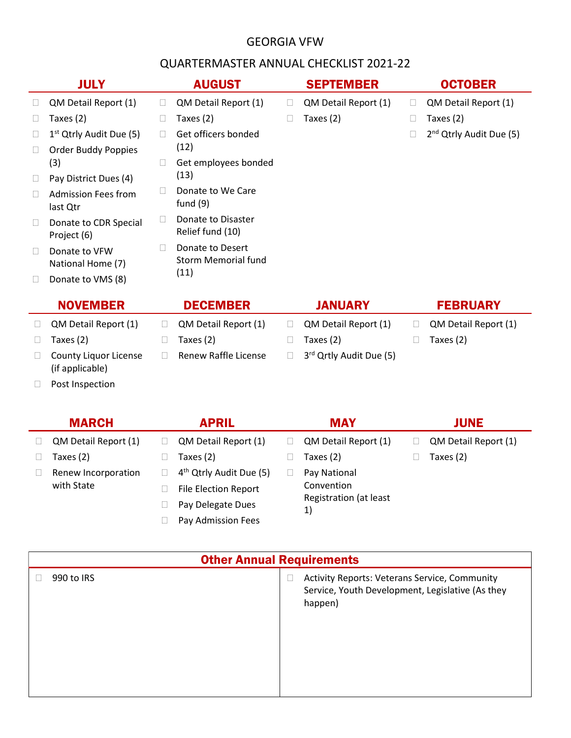# GEORGIA VFW

## QUARTERMASTER ANNUAL CHECKLIST 2021-22

### JULY

- ☐ QM Detail Report (1)
- ☐ Taxes (2)
- ☐ 1st Qtrly Audit Due (5)
- ☐ Order Buddy Poppies (3)
- ☐ Pay District Dues (4)
- ☐ Admission Fees from last Qtr
- ☐ Donate to CDR Special Project (6)
- ☐ Donate to VFW National Home (7)
- ☐ Donate to VMS (8)

### AUGUST

- ☐ QM Detail Report (1)
- ☐ Taxes (2)
- ☐ Get officers bonded (12)
- ☐ Get employees bonded (13)
- ☐ Donate to We Care fund (9)
- ☐ Donate to Disaster Relief fund (10)
- ☐ Donate to Desert Storm Memorial fund (11)

### SEPTEMBER

- ☐ QM Detail Report (1)
- ☐ Taxes (2)

### OCTOBER

- ☐ QM Detail Report (1)
- ☐ Taxes (2)
- ☐ 2nd Qtrly Audit Due (5)

### NOVEMBER

- ☐ QM Detail Report (1)
- ☐ Taxes (2)
- ☐ County Liquor License (if applicable)
- ☐ Post Inspection

### DECEMBER

- ☐ QM Detail Report (1)
- ☐ Taxes (2)
- ☐ Renew Raffle License

### JANUARY

- ☐ QM Detail Report (1)
- ☐ Taxes (2)
- ☐ 3rd Qrtly Audit Due (5)

### FEBRUARY

- ☐ QM Detail Report (1)
- ☐ Taxes (2)

### MARCH

- ☐ QM Detail Report (1)
- ☐ Taxes (2)
- ☐ Renew Incorporation with State

### APRIL

- ☐ QM Detail Report (1)
- ☐ Taxes (2)
- ☐ 4th Qtrly Audit Due (5)
- ☐ File Election Report
- ☐ Pay Delegate Dues
- ☐ Pay Admission Fees

### MAY

- ☐ QM Detail Report (1)
- ☐ Taxes (2)
- ☐ Pay National Convention Registration (at least 1)

### JUNE

- ☐ QM Detail Report (1)
- ☐ Taxes (2)

### Other Annual Requirements

| | |
|---|---|
| ☐ 990 to IRS | ☐ Activity Reports: Veterans Service, Community Service, Youth Development, Legislative (As they happen) |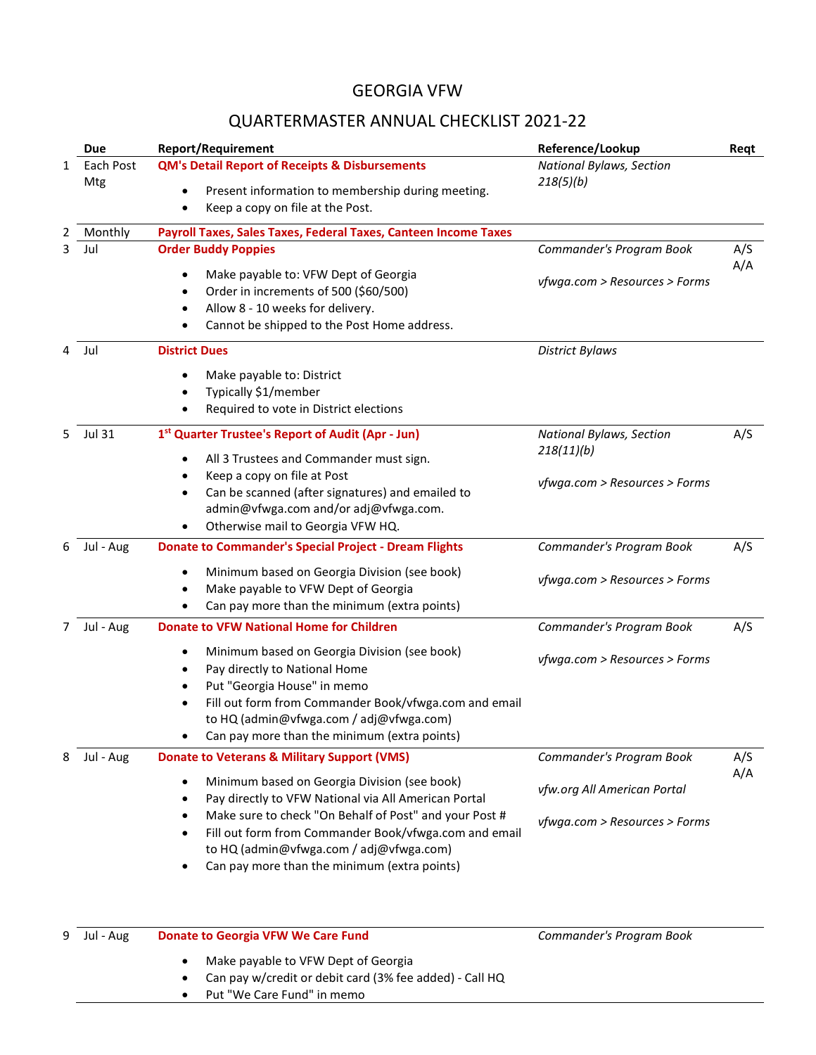# GEORGIA VFW

## QUARTERMASTER ANNUAL CHECKLIST 2021-22

| | Due | Report/Requirement | Reference/Lookup | Reqt |
|---|---|---|---|---|
| 1 | Each Post Mtg | **QM's Detail Report of Receipts & Disbursements**<br>• Present information to membership during meeting.<br>• Keep a copy on file at the Post. | *National Bylaws, Section 218(5)(b)* | |
| 2 | Monthly | **Payroll Taxes, Sales Taxes, Federal Taxes, Canteen Income Taxes** | | |
| 3 | Jul | **Order Buddy Poppies**<br>• Make payable to: VFW Dept of Georgia<br>• Order in increments of 500 ($60/500)<br>• Allow 8 - 10 weeks for delivery.<br>• Cannot be shipped to the Post Home address. | *Commander's Program Book*<br>*vfwga.com > Resources > Forms* | A/S<br>A/A |
| 4 | Jul | **District Dues**<br>• Make payable to: District<br>• Typically $1/member<br>• Required to vote in District elections | *District Bylaws* | |
| 5 | Jul 31 | **1st Quarter Trustee's Report of Audit (Apr - Jun)**<br>• All 3 Trustees and Commander must sign.<br>• Keep a copy on file at Post<br>• Can be scanned (after signatures) and emailed to admin@vfwga.com and/or adj@vfwga.com.<br>• Otherwise mail to Georgia VFW HQ. | *National Bylaws, Section 218(11)(b)*<br>*vfwga.com > Resources > Forms* | A/S |
| 6 | Jul - Aug | **Donate to Commander's Special Project - Dream Flights**<br>• Minimum based on Georgia Division (see book)<br>• Make payable to VFW Dept of Georgia<br>• Can pay more than the minimum (extra points) | *Commander's Program Book*<br>*vfwga.com > Resources > Forms* | A/S |
| 7 | Jul - Aug | **Donate to VFW National Home for Children**<br>• Minimum based on Georgia Division (see book)<br>• Pay directly to National Home<br>• Put "Georgia House" in memo<br>• Fill out form from Commander Book/vfwga.com and email to HQ (admin@vfwga.com / adj@vfwga.com)<br>• Can pay more than the minimum (extra points) | *Commander's Program Book*<br>*vfwga.com > Resources > Forms* | A/S |
| 8 | Jul - Aug | **Donate to Veterans & Military Support (VMS)**<br>• Minimum based on Georgia Division (see book)<br>• Pay directly to VFW National via All American Portal<br>• Make sure to check "On Behalf of Post" and your Post #<br>• Fill out form from Commander Book/vfwga.com and email to HQ (admin@vfwga.com / adj@vfwga.com)<br>• Can pay more than the minimum (extra points) | *Commander's Program Book*<br>*vfw.org All American Portal*<br>*vfwga.com > Resources > Forms* | A/S<br>A/A |
| 9 | Jul - Aug | **Donate to Georgia VFW We Care Fund**<br>• Make payable to VFW Dept of Georgia<br>• Can pay w/credit or debit card (3% fee added) - Call HQ<br>• Put "We Care Fund" in memo | *Commander's Program Book* | |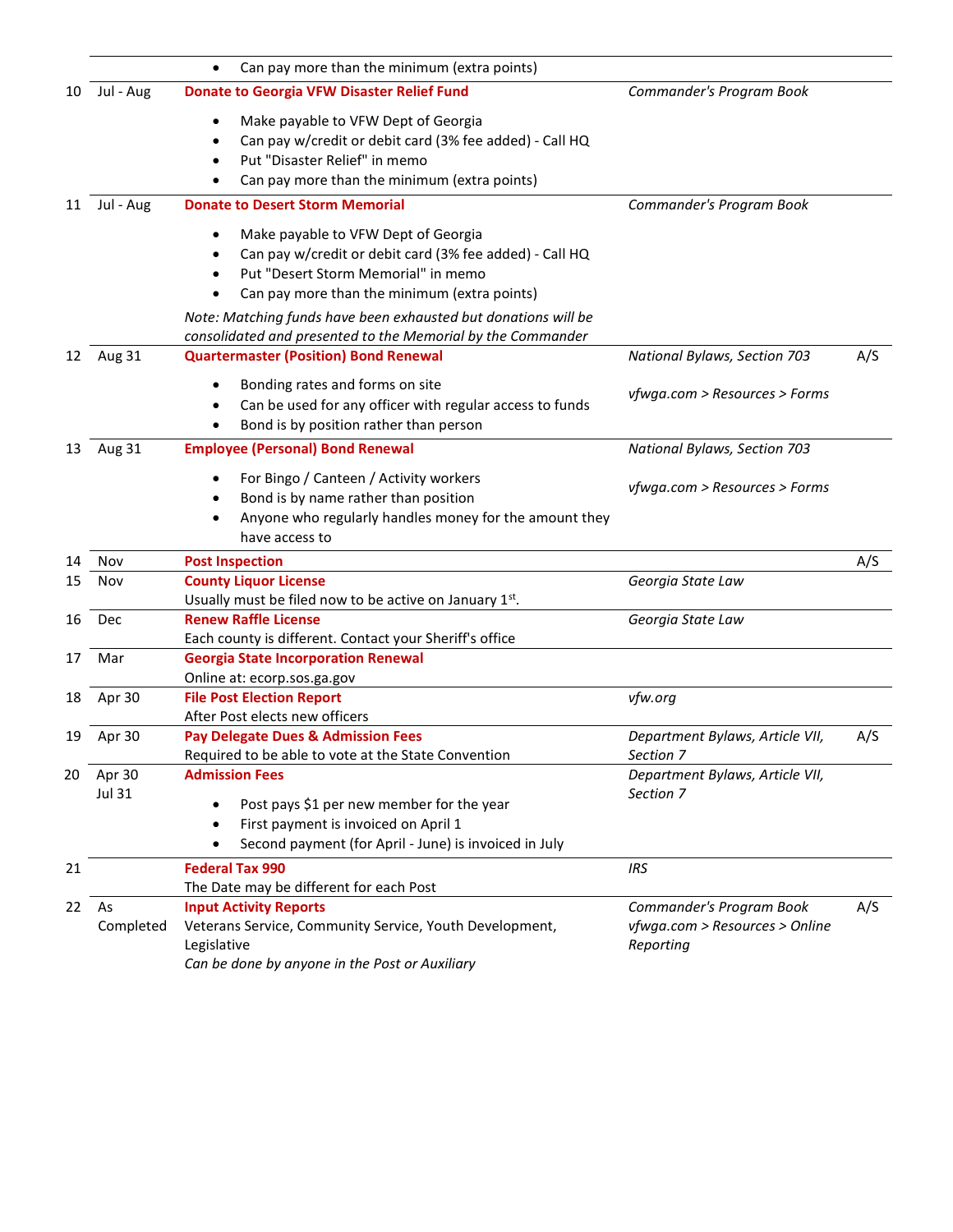| | | | | |
|---|---|---|---|---|
| | | • Can pay more than the minimum (extra points) | | |
| 10 | Jul - Aug | **Donate to Georgia VFW Disaster Relief Fund**<br>• Make payable to VFW Dept of Georgia<br>• Can pay w/credit or debit card (3% fee added) - Call HQ<br>• Put "Disaster Relief" in memo<br>• Can pay more than the minimum (extra points) | *Commander's Program Book* | |
| 11 | Jul - Aug | **Donate to Desert Storm Memorial**<br>• Make payable to VFW Dept of Georgia<br>• Can pay w/credit or debit card (3% fee added) - Call HQ<br>• Put "Desert Storm Memorial" in memo<br>• Can pay more than the minimum (extra points)<br>*Note: Matching funds have been exhausted but donations will be consolidated and presented to the Memorial by the Commander* | *Commander's Program Book* | |
| 12 | Aug 31 | **Quartermaster (Position) Bond Renewal**<br>• Bonding rates and forms on site<br>• Can be used for any officer with regular access to funds<br>• Bond is by position rather than person | *National Bylaws, Section 703*<br>*vfwga.com > Resources > Forms* | A/S |
| 13 | Aug 31 | **Employee (Personal) Bond Renewal**<br>• For Bingo / Canteen / Activity workers<br>• Bond is by name rather than position<br>• Anyone who regularly handles money for the amount they have access to | *National Bylaws, Section 703*<br>*vfwga.com > Resources > Forms* | |
| 14 | Nov | **Post Inspection** | | A/S |
| 15 | Nov | **County Liquor License**<br>Usually must be filed now to be active on January 1st. | *Georgia State Law* | |
| 16 | Dec | **Renew Raffle License**<br>Each county is different. Contact your Sheriff's office | *Georgia State Law* | |
| 17 | Mar | **Georgia State Incorporation Renewal**<br>Online at: ecorp.sos.ga.gov | | |
| 18 | Apr 30 | **File Post Election Report**<br>After Post elects new officers | *vfw.org* | |
| 19 | Apr 30 | **Pay Delegate Dues & Admission Fees**<br>Required to be able to vote at the State Convention | *Department Bylaws, Article VII, Section 7* | A/S |
| 20 | Apr 30<br>Jul 31 | **Admission Fees**<br>• Post pays $1 per new member for the year<br>• First payment is invoiced on April 1<br>• Second payment (for April - June) is invoiced in July | *Department Bylaws, Article VII, Section 7* | |
| 21 | | **Federal Tax 990**<br>The Date may be different for each Post | *IRS* | |
| 22 | As Completed | **Input Activity Reports**<br>Veterans Service, Community Service, Youth Development, Legislative<br>*Can be done by anyone in the Post or Auxiliary* | *Commander's Program Book*<br>*vfwga.com > Resources > Online Reporting* | A/S |